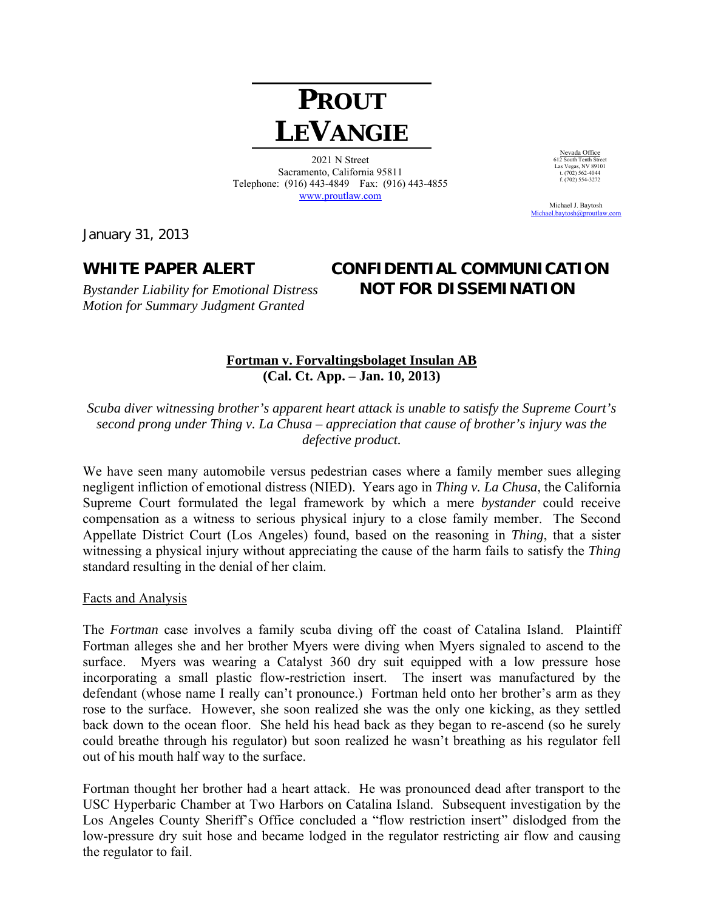# PROUT LEVANGIE

2021 N Street
Sacramento, California 95811
Telephone: (916) 443-4849 Fax: (916) 443-4855
www.proutlaw.com

Nevada Office
612 South Tenth Street
Las Vegas, NV 89101
t. (702) 562-4044
f. (702) 554-3272

Michael J. Baytosh
Michael.baytosh@proutlaw.com

January 31, 2013

**WHITE PAPER ALERT**

*Bystander Liability for Emotional Distress*
*Motion for Summary Judgment Granted*

**CONFIDENTIAL COMMUNICATION**
**NOT FOR DISSEMINATION**

**Fortman v. Forvaltingsbolaget Insulan AB**
**(Cal. Ct. App. – Jan. 10, 2013)**

*Scuba diver witnessing brother's apparent heart attack is unable to satisfy the Supreme Court's second prong under Thing v. La Chusa – appreciation that cause of brother's injury was the defective product.*

We have seen many automobile versus pedestrian cases where a family member sues alleging negligent infliction of emotional distress (NIED). Years ago in *Thing v. La Chusa*, the California Supreme Court formulated the legal framework by which a mere *bystander* could receive compensation as a witness to serious physical injury to a close family member. The Second Appellate District Court (Los Angeles) found, based on the reasoning in *Thing*, that a sister witnessing a physical injury without appreciating the cause of the harm fails to satisfy the *Thing* standard resulting in the denial of her claim.

Facts and Analysis

The *Fortman* case involves a family scuba diving off the coast of Catalina Island. Plaintiff Fortman alleges she and her brother Myers were diving when Myers signaled to ascend to the surface. Myers was wearing a Catalyst 360 dry suit equipped with a low pressure hose incorporating a small plastic flow-restriction insert. The insert was manufactured by the defendant (whose name I really can't pronounce.) Fortman held onto her brother's arm as they rose to the surface. However, she soon realized she was the only one kicking, as they settled back down to the ocean floor. She held his head back as they began to re-ascend (so he surely could breathe through his regulator) but soon realized he wasn't breathing as his regulator fell out of his mouth half way to the surface.

Fortman thought her brother had a heart attack. He was pronounced dead after transport to the USC Hyperbaric Chamber at Two Harbors on Catalina Island. Subsequent investigation by the Los Angeles County Sheriff's Office concluded a "flow restriction insert" dislodged from the low-pressure dry suit hose and became lodged in the regulator restricting air flow and causing the regulator to fail.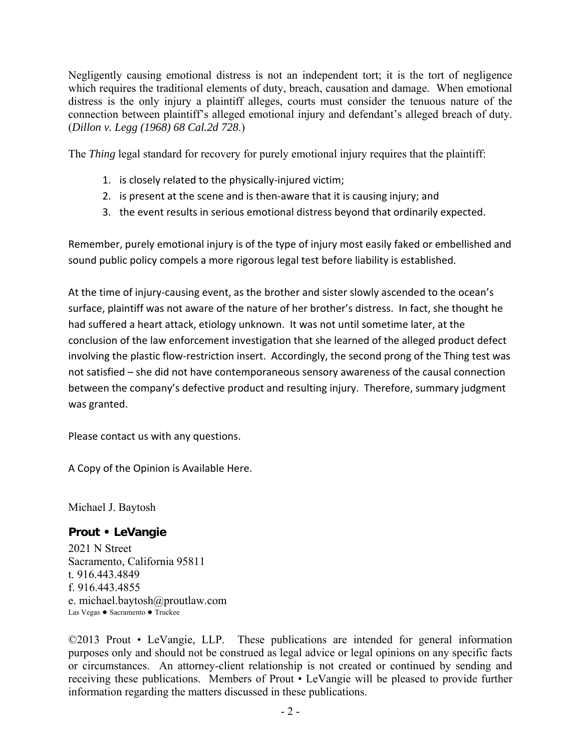Negligently causing emotional distress is not an independent tort; it is the tort of negligence which requires the traditional elements of duty, breach, causation and damage. When emotional distress is the only injury a plaintiff alleges, courts must consider the tenuous nature of the connection between plaintiff's alleged emotional injury and defendant's alleged breach of duty. (*Dillon v. Legg (1968) 68 Cal.2d 728*.)

The *Thing* legal standard for recovery for purely emotional injury requires that the plaintiff:

1. is closely related to the physically-injured victim;
2. is present at the scene and is then-aware that it is causing injury; and
3. the event results in serious emotional distress beyond that ordinarily expected.

Remember, purely emotional injury is of the type of injury most easily faked or embellished and sound public policy compels a more rigorous legal test before liability is established.

At the time of injury-causing event, as the brother and sister slowly ascended to the ocean's surface, plaintiff was not aware of the nature of her brother's distress. In fact, she thought he had suffered a heart attack, etiology unknown. It was not until sometime later, at the conclusion of the law enforcement investigation that she learned of the alleged product defect involving the plastic flow-restriction insert. Accordingly, the second prong of the Thing test was not satisfied – she did not have contemporaneous sensory awareness of the causal connection between the company's defective product and resulting injury. Therefore, summary judgment was granted.

Please contact us with any questions.

A Copy of the Opinion is Available Here.

Michael J. Baytosh

**Prout • LeVangie**

2021 N Street
Sacramento, California 95811
t. 916.443.4849
f. 916.443.4855
e. michael.baytosh@proutlaw.com
Las Vegas ● Sacramento ● Truckee

©2013 Prout • LeVangie, LLP. These publications are intended for general information purposes only and should not be construed as legal advice or legal opinions on any specific facts or circumstances. An attorney-client relationship is not created or continued by sending and receiving these publications. Members of Prout • LeVangie will be pleased to provide further information regarding the matters discussed in these publications.